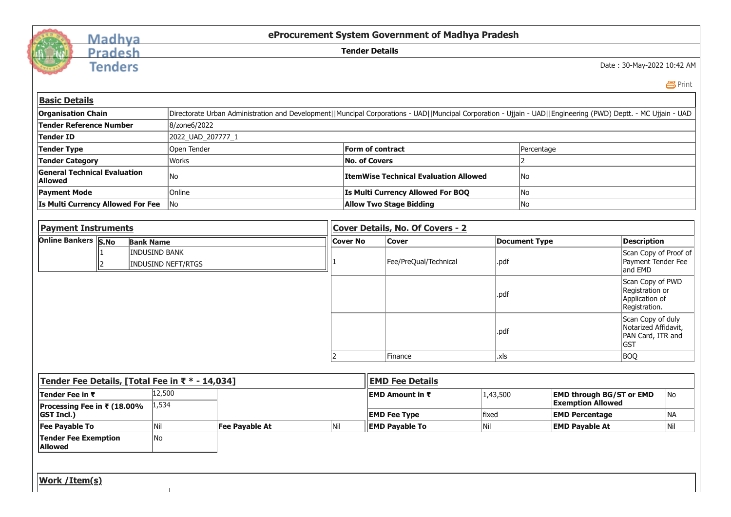Madhya Pradesh Tenders

# eProcurement System Government of Madhya Pradesh

## Tender Details

Date : 30-May-2022 10:42 AM

Print

### Basic Details

| | | | |
|---|---|---|---|
| **Organisation Chain** | Directorate Urban Administration and Development\|\|Muncipal Corporations - UAD\|\|Muncipal Corporation - Ujjain - UAD\|\|Engineering (PWD) Deptt. - MC Ujjain - UAD | | |
| **Tender Reference Number** | 8/zone6/2022 | | |
| **Tender ID** | 2022_UAD_207777_1 | | |
| **Tender Type** | Open Tender | **Form of contract** | Percentage |
| **Tender Category** | Works | **No. of Covers** | 2 |
| **General Technical Evaluation Allowed** | No | **ItemWise Technical Evaluation Allowed** | No |
| **Payment Mode** | Online | **Is Multi Currency Allowed For BOQ** | No |
| **Is Multi Currency Allowed For Fee** | No | **Allow Two Stage Bidding** | No |

### Payment Instruments

**Online Bankers**

| S.No | Bank Name |
|---|---|
| 1 | INDUSIND BANK |
| 2 | INDUSIND NEFT/RTGS |

### Cover Details, No. Of Covers - 2

| Cover No | Cover | Document Type | Description |
|---|---|---|---|
| 1 | Fee/PreQual/Technical | .pdf | Scan Copy of Proof of Payment Tender Fee and EMD |
| | | .pdf | Scan Copy of PWD Registration or Application of Registration. |
| | | .pdf | Scan Copy of duly Notarized Affidavit, PAN Card, ITR and GST |
| 2 | Finance | .xls | BOQ |

### Tender Fee Details, [Total Fee in ₹ * - 14,034]

| | | | |
|---|---|---|---|
| **Tender Fee in ₹** | 12,500 | | |
| **Processing Fee in ₹ (18.00% GST Incl.)** | 1,534 | | |
| **Fee Payable To** | Nil | **Fee Payable At** | Nil |
| **Tender Fee Exemption Allowed** | No | | |

### EMD Fee Details

| | | | |
|---|---|---|---|
| **EMD Amount in ₹** | 1,43,500 | **EMD through BG/ST or EMD Exemption Allowed** | No |
| **EMD Fee Type** | fixed | **EMD Percentage** | NA |
| **EMD Payable To** | Nil | **EMD Payable At** | Nil |

### Work /Item(s)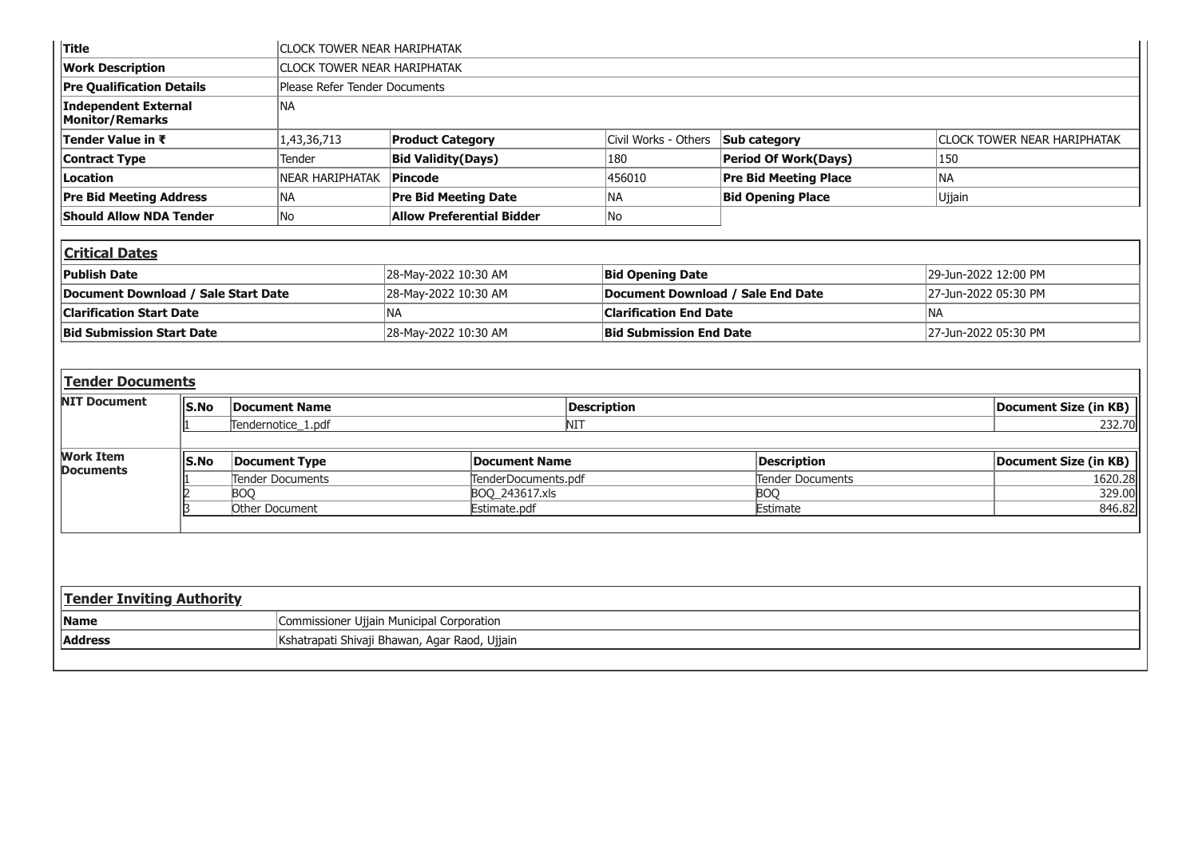| | | | | | |
|---|---|---|---|---|---|
| **Title** | CLOCK TOWER NEAR HARIPHATAK | | | | |
| **Work Description** | CLOCK TOWER NEAR HARIPHATAK | | | | |
| **Pre Qualification Details** | Please Refer Tender Documents | | | | |
| **Independent External Monitor/Remarks** | NA | | | | |
| **Tender Value in ₹** | 1,43,36,713 | **Product Category** | Civil Works - Others | **Sub category** | CLOCK TOWER NEAR HARIPHATAK |
| **Contract Type** | Tender | **Bid Validity(Days)** | 180 | **Period Of Work(Days)** | 150 |
| **Location** | NEAR HARIPHATAK | **Pincode** | 456010 | **Pre Bid Meeting Place** | NA |
| **Pre Bid Meeting Address** | NA | **Pre Bid Meeting Date** | NA | **Bid Opening Place** | Ujjain |
| **Should Allow NDA Tender** | No | **Allow Preferential Bidder** | No | | |

## Critical Dates

| | | | |
|---|---|---|---|
| **Publish Date** | 28-May-2022 10:30 AM | **Bid Opening Date** | 29-Jun-2022 12:00 PM |
| **Document Download / Sale Start Date** | 28-May-2022 10:30 AM | **Document Download / Sale End Date** | 27-Jun-2022 05:30 PM |
| **Clarification Start Date** | NA | **Clarification End Date** | NA |
| **Bid Submission Start Date** | 28-May-2022 10:30 AM | **Bid Submission End Date** | 27-Jun-2022 05:30 PM |

## Tender Documents

**NIT Document**

| S.No | Document Name | Description | Document Size (in KB) |
|---|---|---|---|
| 1 | Tendernotice_1.pdf | NIT | 232.70 |

**Work Item Documents**

| S.No | Document Type | Document Name | Description | Document Size (in KB) |
|---|---|---|---|---|
| 1 | Tender Documents | TenderDocuments.pdf | Tender Documents | 1620.28 |
| 2 | BOQ | BOQ_243617.xls | BOQ | 329.00 |
| 3 | Other Document | Estimate.pdf | Estimate | 846.82 |

## Tender Inviting Authority

| | |
|---|---|
| **Name** | Commissioner Ujjain Municipal Corporation |
| **Address** | Kshatrapati Shivaji Bhawan, Agar Raod, Ujjain |